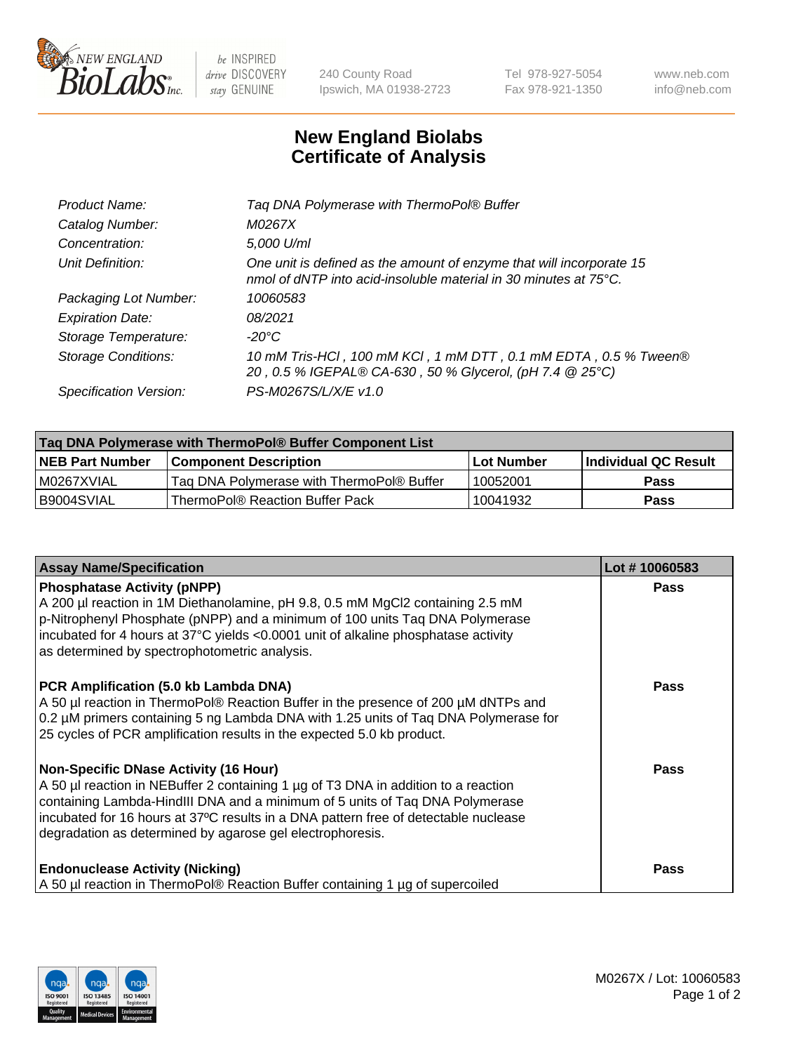# New England Biolabs Certificate of Analysis

| | |
|---|---|
| *Product Name:* | *Taq DNA Polymerase with ThermoPol® Buffer* |
| *Catalog Number:* | *M0267X* |
| *Concentration:* | *5,000 U/ml* |
| *Unit Definition:* | *One unit is defined as the amount of enzyme that will incorporate 15 nmol of dNTP into acid-insoluble material in 30 minutes at 75°C.* |
| *Packaging Lot Number:* | *10060583* |
| *Expiration Date:* | *08/2021* |
| *Storage Temperature:* | *-20°C* |
| *Storage Conditions:* | *10 mM Tris-HCl , 100 mM KCl , 1 mM DTT , 0.1 mM EDTA , 0.5 % Tween® 20 , 0.5 % IGEPAL® CA-630 , 50 % Glycerol, (pH 7.4 @ 25°C)* |
| *Specification Version:* | *PS-M0267S/L/X/E v1.0* |

| Taq DNA Polymerase with ThermoPol® Buffer Component List | | | |
|---|---|---|---|
| **NEB Part Number** | **Component Description** | **Lot Number** | **Individual QC Result** |
| M0267XVIAL | Taq DNA Polymerase with ThermoPol® Buffer | 10052001 | **Pass** |
| B9004SVIAL | ThermoPol® Reaction Buffer Pack | 10041932 | **Pass** |

| Assay Name/Specification | Lot # 10060583 |
|---|---|
| **Phosphatase Activity (pNPP)**<br>A 200 µl reaction in 1M Diethanolamine, pH 9.8, 0.5 mM MgCl2 containing 2.5 mM p-Nitrophenyl Phosphate (pNPP) and a minimum of 100 units Taq DNA Polymerase incubated for 4 hours at 37°C yields <0.0001 unit of alkaline phosphatase activity as determined by spectrophotometric analysis. | **Pass** |
| **PCR Amplification (5.0 kb Lambda DNA)**<br>A 50 µl reaction in ThermoPol® Reaction Buffer in the presence of 200 µM dNTPs and 0.2 µM primers containing 5 ng Lambda DNA with 1.25 units of Taq DNA Polymerase for 25 cycles of PCR amplification results in the expected 5.0 kb product. | **Pass** |
| **Non-Specific DNase Activity (16 Hour)**<br>A 50 µl reaction in NEBuffer 2 containing 1 µg of T3 DNA in addition to a reaction containing Lambda-HindIII DNA and a minimum of 5 units of Taq DNA Polymerase incubated for 16 hours at 37ºC results in a DNA pattern free of detectable nuclease degradation as determined by agarose gel electrophoresis. | **Pass** |
| **Endonuclease Activity (Nicking)**<br>A 50 µl reaction in ThermoPol® Reaction Buffer containing 1 µg of supercoiled | **Pass** |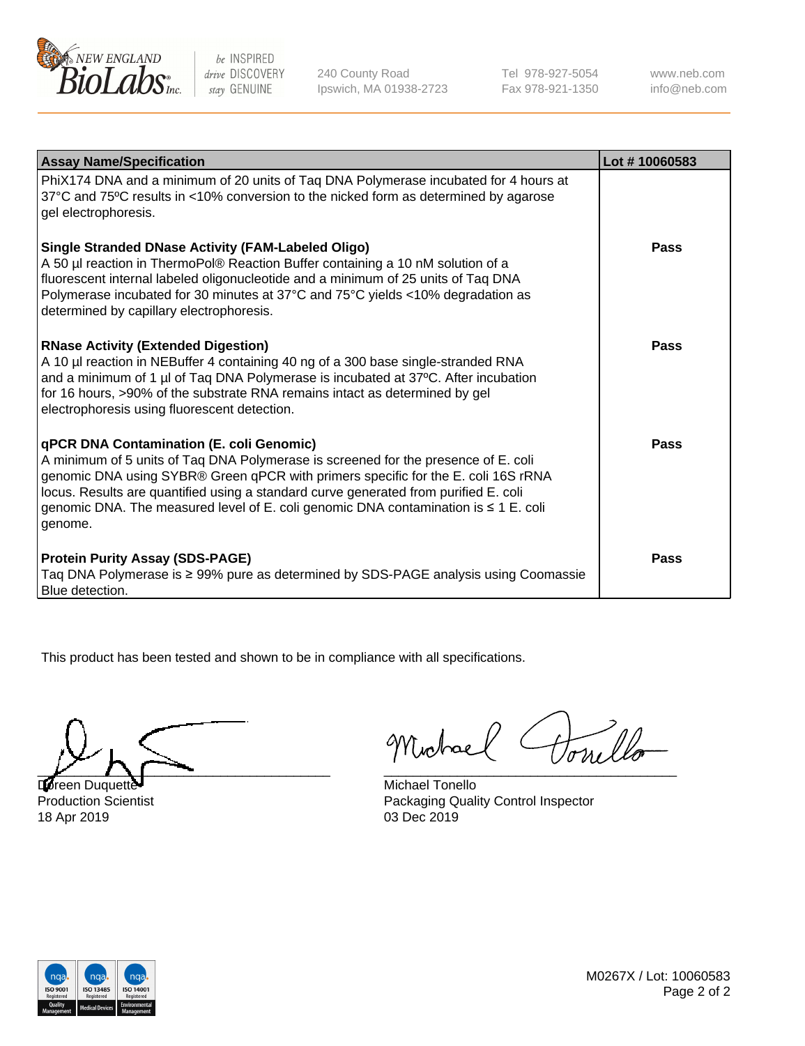| Assay Name/Specification | Lot # 10060583 |
|---|---|
| PhiX174 DNA and a minimum of 20 units of Taq DNA Polymerase incubated for 4 hours at 37°C and 75ºC results in <10% conversion to the nicked form as determined by agarose gel electrophoresis. | |
| **Single Stranded DNase Activity (FAM-Labeled Oligo)**<br>A 50 µl reaction in ThermoPol® Reaction Buffer containing a 10 nM solution of a fluorescent internal labeled oligonucleotide and a minimum of 25 units of Taq DNA Polymerase incubated for 30 minutes at 37°C and 75°C yields <10% degradation as determined by capillary electrophoresis. | **Pass** |
| **RNase Activity (Extended Digestion)**<br>A 10 µl reaction in NEBuffer 4 containing 40 ng of a 300 base single-stranded RNA and a minimum of 1 µl of Taq DNA Polymerase is incubated at 37ºC. After incubation for 16 hours, >90% of the substrate RNA remains intact as determined by gel electrophoresis using fluorescent detection. | **Pass** |
| **qPCR DNA Contamination (E. coli Genomic)**<br>A minimum of 5 units of Taq DNA Polymerase is screened for the presence of E. coli genomic DNA using SYBR® Green qPCR with primers specific for the E. coli 16S rRNA locus. Results are quantified using a standard curve generated from purified E. coli genomic DNA. The measured level of E. coli genomic DNA contamination is ≤ 1 E. coli genome. | **Pass** |
| **Protein Purity Assay (SDS-PAGE)**<br>Taq DNA Polymerase is ≥ 99% pure as determined by SDS-PAGE analysis using Coomassie Blue detection. | **Pass** |

This product has been tested and shown to be in compliance with all specifications.

Doreen Duquette
Production Scientist
18 Apr 2019

Michael Tonello
Packaging Quality Control Inspector
03 Dec 2019

M0267X / Lot: 10060583